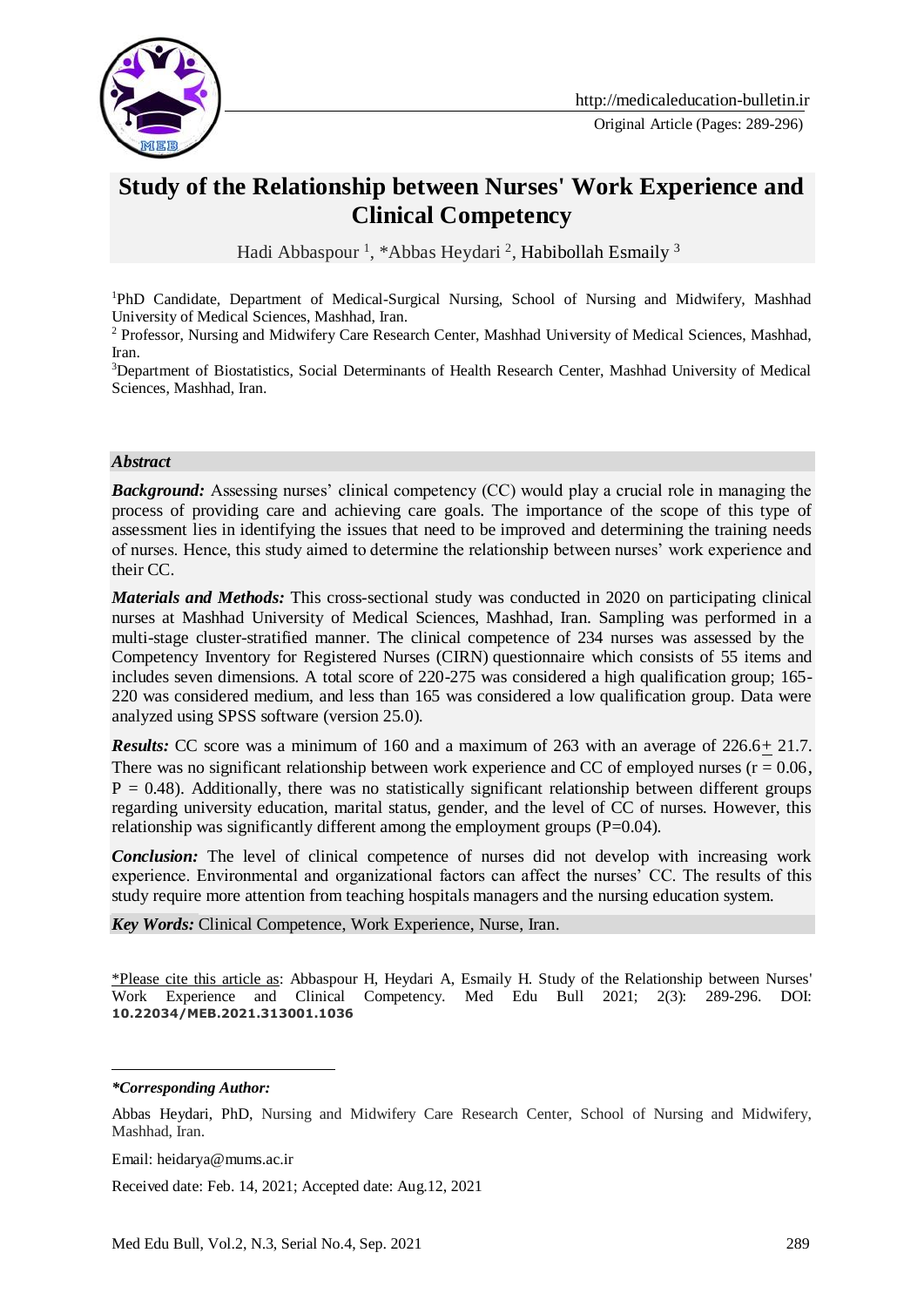Original Article (Pages: 289-296)

# Study of the Relationship between Nurses' Work Experience and Clinical Competency

Hadi Abbaspour [1], *Abbas Heydari [2], Habibollah Esmaily [3]

[1]PhD Candidate, Department of Medical-Surgical Nursing, School of Nursing and Midwifery, Mashhad University of Medical Sciences, Mashhad, Iran.

[2] Professor, Nursing and Midwifery Care Research Center, Mashhad University of Medical Sciences, Mashhad, Iran.

[3]Department of Biostatistics, Social Determinants of Health Research Center, Mashhad University of Medical Sciences, Mashhad, Iran.

### *Abstract*

***Background:*** Assessing nurses' clinical competency (CC) would play a crucial role in managing the process of providing care and achieving care goals. The importance of the scope of this type of assessment lies in identifying the issues that need to be improved and determining the training needs of nurses. Hence, this study aimed to determine the relationship between nurses' work experience and their CC.

***Materials and Methods:*** This cross-sectional study was conducted in 2020 on participating clinical nurses at Mashhad University of Medical Sciences, Mashhad, Iran. Sampling was performed in a multi-stage cluster-stratified manner. The clinical competence of 234 nurses was assessed by the Competency Inventory for Registered Nurses (CIRN) questionnaire which consists of 55 items and includes seven dimensions. A total score of 220-275 was considered a high qualification group; 165-220 was considered medium, and less than 165 was considered a low qualification group. Data were analyzed using SPSS software (version 25.0).

***Results:*** CC score was a minimum of 160 and a maximum of 263 with an average of 226.6± 21.7. There was no significant relationship between work experience and CC of employed nurses ($r = 0.06$, $P = 0.48$). Additionally, there was no statistically significant relationship between different groups regarding university education, marital status, gender, and the level of CC of nurses. However, this relationship was significantly different among the employment groups ($P=0.04$).

***Conclusion:*** The level of clinical competence of nurses did not develop with increasing work experience. Environmental and organizational factors can affect the nurses' CC. The results of this study require more attention from teaching hospitals managers and the nursing education system.

***Key Words:*** Clinical Competence, Work Experience, Nurse, Iran.

*Please cite this article as: Abbaspour H, Heydari A, Esmaily H. Study of the Relationship between Nurses' Work Experience and Clinical Competency. Med Edu Bull 2021; 2(3): 289-296. DOI: **10.22034/MEB.2021.313001.1036**

***Corresponding Author:***

Abbas Heydari, PhD, Nursing and Midwifery Care Research Center, School of Nursing and Midwifery, Mashhad, Iran.

Email: heidarya@mums.ac.ir

Received date: Feb. 14, 2021; Accepted date: Aug.12, 2021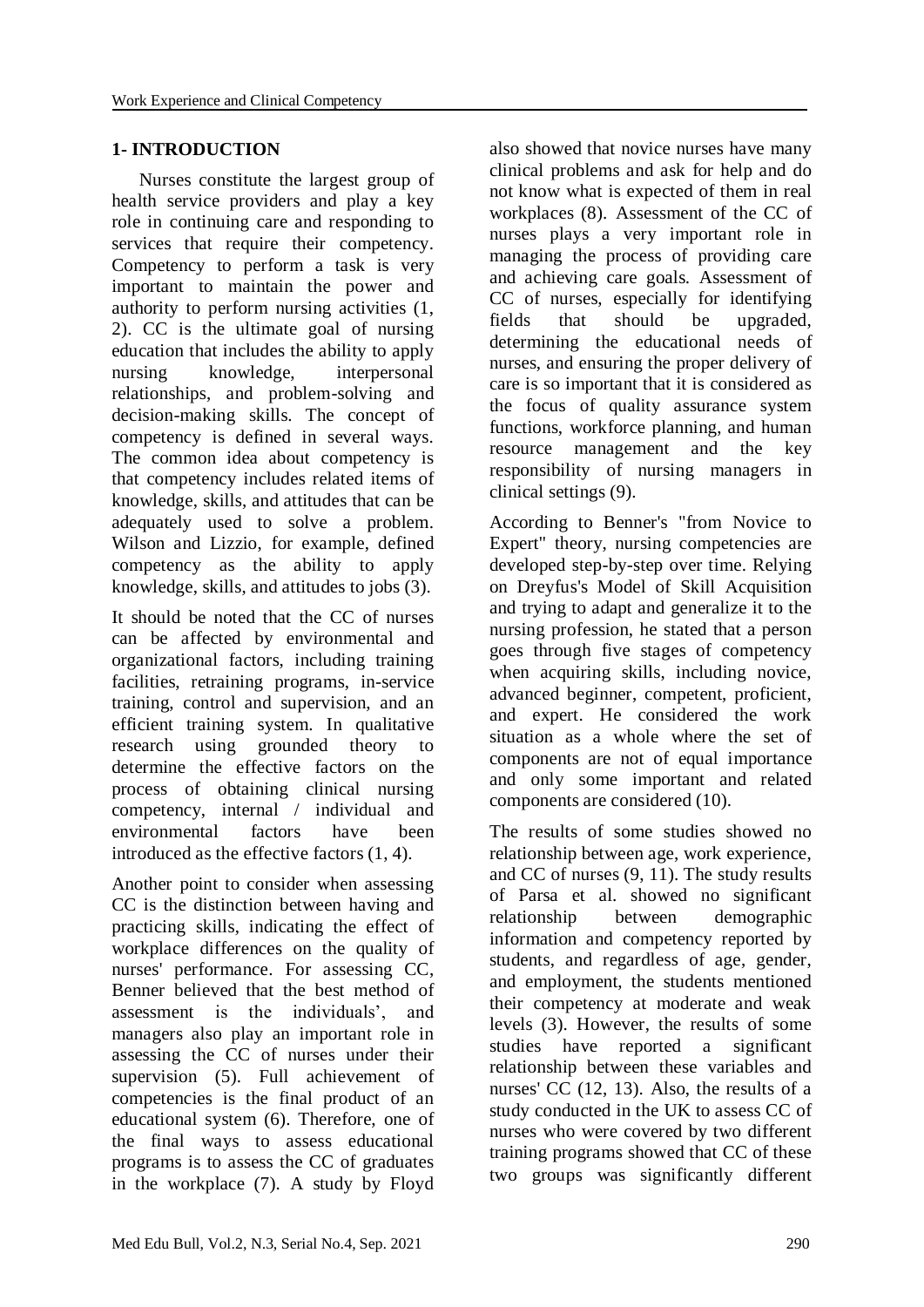## 1- INTRODUCTION

Nurses constitute the largest group of health service providers and play a key role in continuing care and responding to services that require their competency. Competency to perform a task is very important to maintain the power and authority to perform nursing activities (1, 2). CC is the ultimate goal of nursing education that includes the ability to apply nursing knowledge, interpersonal relationships, and problem-solving and decision-making skills. The concept of competency is defined in several ways. The common idea about competency is that competency includes related items of knowledge, skills, and attitudes that can be adequately used to solve a problem. Wilson and Lizzio, for example, defined competency as the ability to apply knowledge, skills, and attitudes to jobs (3).

It should be noted that the CC of nurses can be affected by environmental and organizational factors, including training facilities, retraining programs, in-service training, control and supervision, and an efficient training system. In qualitative research using grounded theory to determine the effective factors on the process of obtaining clinical nursing competency, internal / individual and environmental factors have been introduced as the effective factors (1, 4).

Another point to consider when assessing CC is the distinction between having and practicing skills, indicating the effect of workplace differences on the quality of nurses' performance. For assessing CC, Benner believed that the best method of assessment is the individuals', and managers also play an important role in assessing the CC of nurses under their supervision (5). Full achievement of competencies is the final product of an educational system (6). Therefore, one of the final ways to assess educational programs is to assess the CC of graduates in the workplace (7). A study by Floyd also showed that novice nurses have many clinical problems and ask for help and do not know what is expected of them in real workplaces (8). Assessment of the CC of nurses plays a very important role in managing the process of providing care and achieving care goals. Assessment of CC of nurses, especially for identifying fields that should be upgraded, determining the educational needs of nurses, and ensuring the proper delivery of care is so important that it is considered as the focus of quality assurance system functions, workforce planning, and human resource management and the key responsibility of nursing managers in clinical settings (9).

According to Benner's "from Novice to Expert" theory, nursing competencies are developed step-by-step over time. Relying on Dreyfus's Model of Skill Acquisition and trying to adapt and generalize it to the nursing profession, he stated that a person goes through five stages of competency when acquiring skills, including novice, advanced beginner, competent, proficient, and expert. He considered the work situation as a whole where the set of components are not of equal importance and only some important and related components are considered (10).

The results of some studies showed no relationship between age, work experience, and CC of nurses (9, 11). The study results of Parsa et al. showed no significant relationship between demographic information and competency reported by students, and regardless of age, gender, and employment, the students mentioned their competency at moderate and weak levels (3). However, the results of some studies have reported a significant relationship between these variables and nurses' CC (12, 13). Also, the results of a study conducted in the UK to assess CC of nurses who were covered by two different training programs showed that CC of these two groups was significantly different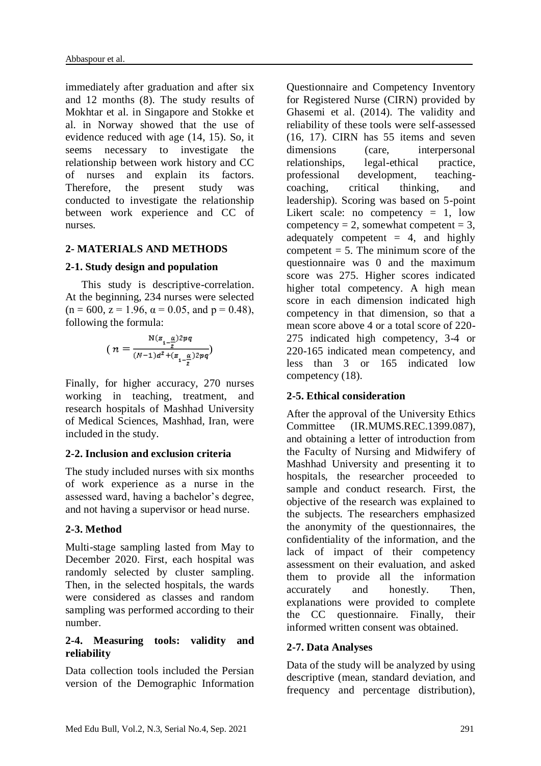immediately after graduation and after six and 12 months (8). The study results of Mokhtar et al. in Singapore and Stokke et al. in Norway showed that the use of evidence reduced with age (14, 15). So, it seems necessary to investigate the relationship between work history and CC of nurses and explain its factors. Therefore, the present study was conducted to investigate the relationship between work experience and CC of nurses.

## 2- MATERIALS AND METHODS

### 2-1. Study design and population

This study is descriptive-correlation. At the beginning, 234 nurses were selected ($n = 600$, $z = 1.96$, $\alpha = 0.05$, and $p = 0.48$), following the formula:

$$\left( n = \frac{N(z_{1-\frac{\alpha}{2}})2pq}{(N-1)d^2 + (z_{1-\frac{\alpha}{2}})2pq} \right)$$

Finally, for higher accuracy, 270 nurses working in teaching, treatment, and research hospitals of Mashhad University of Medical Sciences, Mashhad, Iran, were included in the study.

### 2-2. Inclusion and exclusion criteria

The study included nurses with six months of work experience as a nurse in the assessed ward, having a bachelor's degree, and not having a supervisor or head nurse.

### 2-3. Method

Multi-stage sampling lasted from May to December 2020. First, each hospital was randomly selected by cluster sampling. Then, in the selected hospitals, the wards were considered as classes and random sampling was performed according to their number.

### 2-4. Measuring tools: validity and reliability

Data collection tools included the Persian version of the Demographic Information Questionnaire and Competency Inventory for Registered Nurse (CIRN) provided by Ghasemi et al. (2014). The validity and reliability of these tools were self-assessed (16, 17). CIRN has 55 items and seven dimensions (care, interpersonal relationships, legal-ethical practice, professional development, teaching-coaching, critical thinking, and leadership). Scoring was based on 5-point Likert scale: no competency = 1, low competency = 2, somewhat competent = 3, adequately competent = 4, and highly competent = 5. The minimum score of the questionnaire was 0 and the maximum score was 275. Higher scores indicated higher total competency. A high mean score in each dimension indicated high competency in that dimension, so that a mean score above 4 or a total score of 220-275 indicated high competency, 3-4 or 220-165 indicated mean competency, and less than 3 or 165 indicated low competency (18).

### 2-5. Ethical consideration

After the approval of the University Ethics Committee (IR.MUMS.REC.1399.087), and obtaining a letter of introduction from the Faculty of Nursing and Midwifery of Mashhad University and presenting it to hospitals, the researcher proceeded to sample and conduct research. First, the objective of the research was explained to the subjects. The researchers emphasized the anonymity of the questionnaires, the confidentiality of the information, and the lack of impact of their competency assessment on their evaluation, and asked them to provide all the information accurately and honestly. Then, explanations were provided to complete the CC questionnaire. Finally, their informed written consent was obtained.

### 2-7. Data Analyses

Data of the study will be analyzed by using descriptive (mean, standard deviation, and frequency and percentage distribution),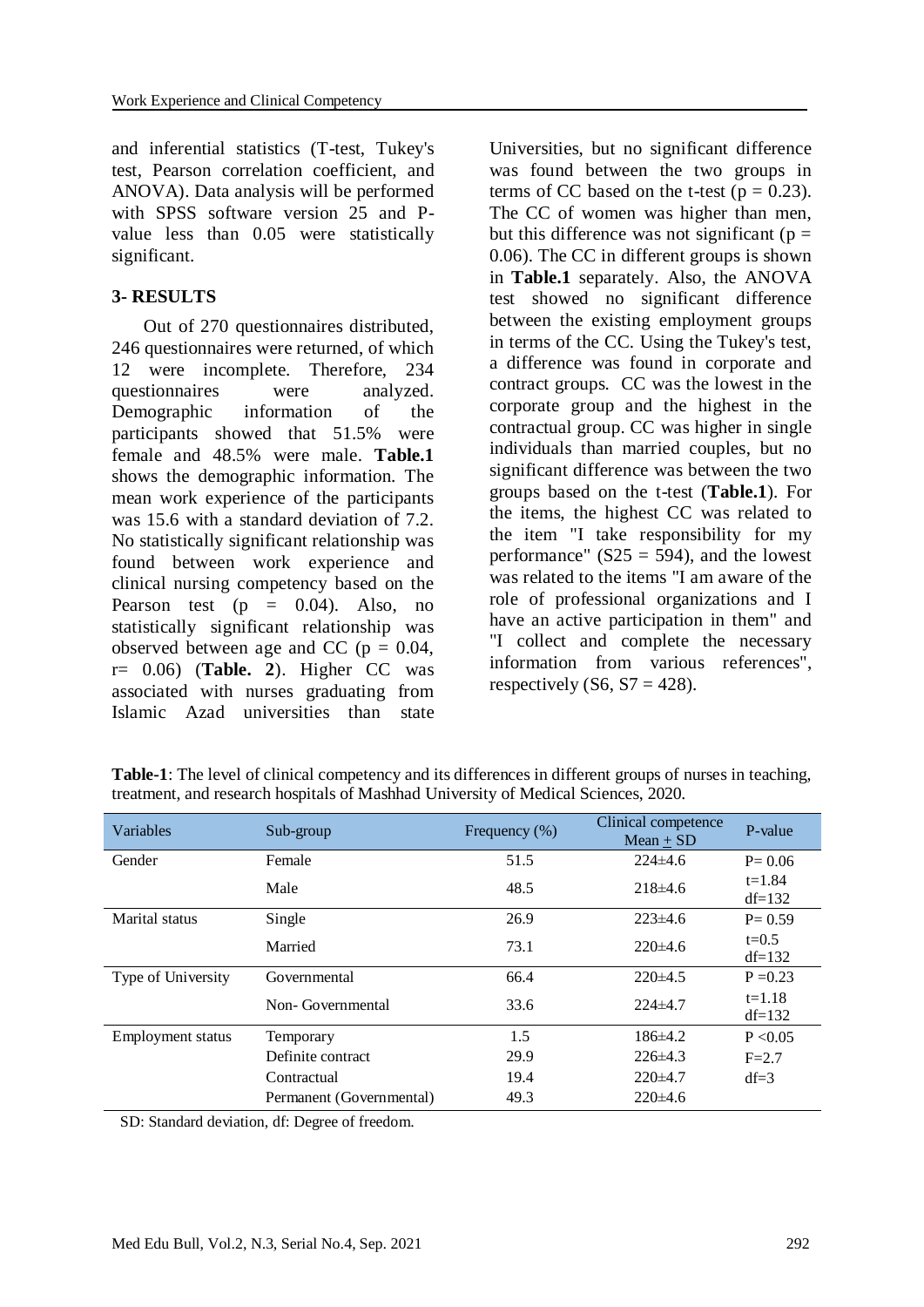and inferential statistics (T-test, Tukey's test, Pearson correlation coefficient, and ANOVA). Data analysis will be performed with SPSS software version 25 and P-value less than 0.05 were statistically significant.

## 3- RESULTS

Out of 270 questionnaires distributed, 246 questionnaires were returned, of which 12 were incomplete. Therefore, 234 questionnaires were analyzed. Demographic information of the participants showed that 51.5% were female and 48.5% were male. **Table.1** shows the demographic information. The mean work experience of the participants was 15.6 with a standard deviation of 7.2. No statistically significant relationship was found between work experience and clinical nursing competency based on the Pearson test ($p = 0.04$). Also, no statistically significant relationship was observed between age and CC ($p = 0.04$, $r = 0.06$) (**Table. 2**). Higher CC was associated with nurses graduating from Islamic Azad universities than state Universities, but no significant difference was found between the two groups in terms of CC based on the t-test ($p = 0.23$). The CC of women was higher than men, but this difference was not significant ($p = 0.06$). The CC in different groups is shown in **Table.1** separately. Also, the ANOVA test showed no significant difference between the existing employment groups in terms of the CC. Using the Tukey's test, a difference was found in corporate and contract groups. CC was the lowest in the corporate group and the highest in the contractual group. CC was higher in single individuals than married couples, but no significant difference was between the two groups based on the t-test (**Table.1**). For the items, the highest CC was related to the item "I take responsibility for my performance" (S25 = 594), and the lowest was related to the items "I am aware of the role of professional organizations and I have an active participation in them" and "I collect and complete the necessary information from various references", respectively (S6, S7 = 428).

**Table-1**: The level of clinical competency and its differences in different groups of nurses in teaching, treatment, and research hospitals of Mashhad University of Medical Sciences, 2020.

| Variables | Sub-group | Frequency (%) | Clinical competence Mean ± SD | P-value |
|---|---|---|---|---|
| Gender | Female | 51.5 | 224±4.6 | P= 0.06 |
| | Male | 48.5 | 218±4.6 | t=1.84 df=132 |
| Marital status | Single | 26.9 | 223±4.6 | P= 0.59 |
| | Married | 73.1 | 220±4.6 | t=0.5 df=132 |
| Type of University | Governmental | 66.4 | 220±4.5 | P =0.23 |
| | Non- Governmental | 33.6 | 224±4.7 | t=1.18 df=132 |
| Employment status | Temporary | 1.5 | 186±4.2 | P <0.05 |
| | Definite contract | 29.9 | 226±4.3 | F=2.7 |
| | Contractual | 19.4 | 220±4.7 | df=3 |
| | Permanent (Governmental) | 49.3 | 220±4.6 | |

SD: Standard deviation, df: Degree of freedom.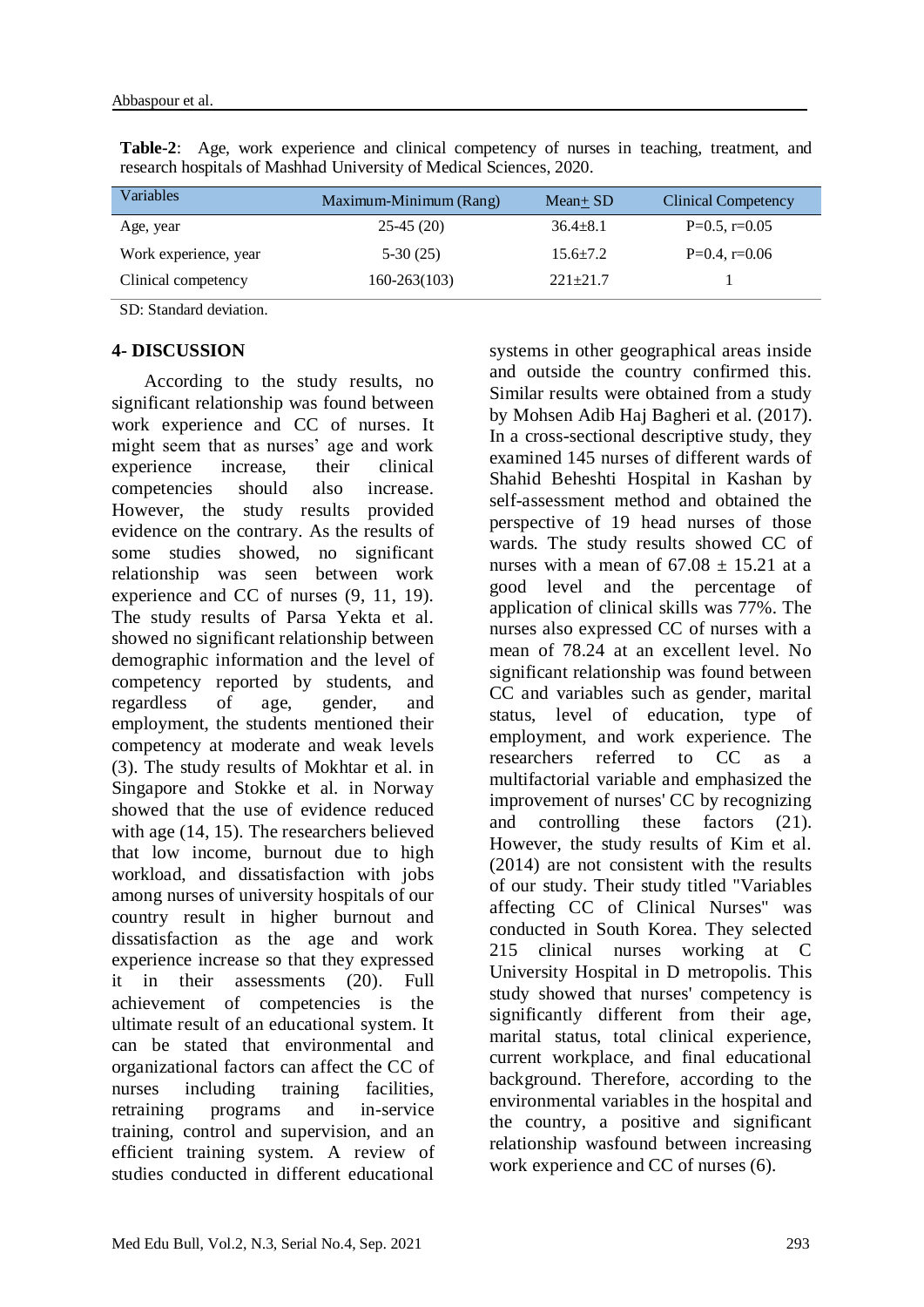**Table-2**: Age, work experience and clinical competency of nurses in teaching, treatment, and research hospitals of Mashhad University of Medical Sciences, 2020.

| Variables | Maximum-Minimum (Rang) | Mean± SD | Clinical Competency |
|---|---|---|---|
| Age, year | 25-45 (20) | 36.4±8.1 | P=0.5, r=0.05 |
| Work experience, year | 5-30 (25) | 15.6±7.2 | P=0.4, r=0.06 |
| Clinical competency | 160-263(103) | 221±21.7 | 1 |

SD: Standard deviation.

## 4- DISCUSSION

According to the study results, no significant relationship was found between work experience and CC of nurses. It might seem that as nurses' age and work experience increase, their clinical competencies should also increase. However, the study results provided evidence on the contrary. As the results of some studies showed, no significant relationship was seen between work experience and CC of nurses (9, 11, 19). The study results of Parsa Yekta et al. showed no significant relationship between demographic information and the level of competency reported by students, and regardless of age, gender, and employment, the students mentioned their competency at moderate and weak levels (3). The study results of Mokhtar et al. in Singapore and Stokke et al. in Norway showed that the use of evidence reduced with age (14, 15). The researchers believed that low income, burnout due to high workload, and dissatisfaction with jobs among nurses of university hospitals of our country result in higher burnout and dissatisfaction as the age and work experience increase so that they expressed it in their assessments (20). Full achievement of competencies is the ultimate result of an educational system. It can be stated that environmental and organizational factors can affect the CC of nurses including training facilities, retraining programs and in-service training, control and supervision, and an efficient training system. A review of studies conducted in different educational systems in other geographical areas inside and outside the country confirmed this. Similar results were obtained from a study by Mohsen Adib Haj Bagheri et al. (2017). In a cross-sectional descriptive study, they examined 145 nurses of different wards of Shahid Beheshti Hospital in Kashan by self-assessment method and obtained the perspective of 19 head nurses of those wards. The study results showed CC of nurses with a mean of 67.08 ± 15.21 at a good level and the percentage of application of clinical skills was 77%. The nurses also expressed CC of nurses with a mean of 78.24 at an excellent level. No significant relationship was found between CC and variables such as gender, marital status, level of education, type of employment, and work experience. The researchers referred to CC as a multifactorial variable and emphasized the improvement of nurses' CC by recognizing and controlling these factors (21). However, the study results of Kim et al. (2014) are not consistent with the results of our study. Their study titled "Variables affecting CC of Clinical Nurses" was conducted in South Korea. They selected 215 clinical nurses working at C University Hospital in D metropolis. This study showed that nurses' competency is significantly different from their age, marital status, total clinical experience, current workplace, and final educational background. Therefore, according to the environmental variables in the hospital and the country, a positive and significant relationship wasfound between increasing work experience and CC of nurses (6).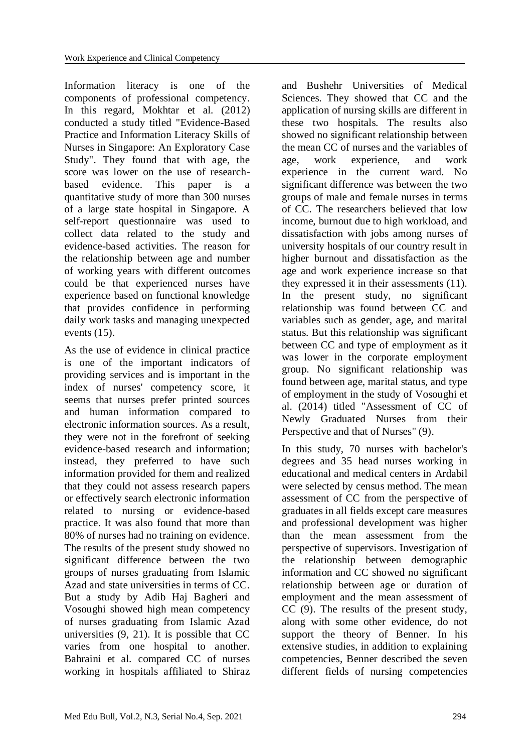Information literacy is one of the components of professional competency. In this regard, Mokhtar et al. (2012) conducted a study titled "Evidence-Based Practice and Information Literacy Skills of Nurses in Singapore: An Exploratory Case Study". They found that with age, the score was lower on the use of research-based evidence. This paper is a quantitative study of more than 300 nurses of a large state hospital in Singapore. A self-report questionnaire was used to collect data related to the study and evidence-based activities. The reason for the relationship between age and number of working years with different outcomes could be that experienced nurses have experience based on functional knowledge that provides confidence in performing daily work tasks and managing unexpected events (15).

As the use of evidence in clinical practice is one of the important indicators of providing services and is important in the index of nurses' competency score, it seems that nurses prefer printed sources and human information compared to electronic information sources. As a result, they were not in the forefront of seeking evidence-based research and information; instead, they preferred to have such information provided for them and realized that they could not assess research papers or effectively search electronic information related to nursing or evidence-based practice. It was also found that more than 80% of nurses had no training on evidence. The results of the present study showed no significant difference between the two groups of nurses graduating from Islamic Azad and state universities in terms of CC. But a study by Adib Haj Bagheri and Vosoughi showed high mean competency of nurses graduating from Islamic Azad universities (9, 21). It is possible that CC varies from one hospital to another. Bahraini et al. compared CC of nurses working in hospitals affiliated to Shiraz and Bushehr Universities of Medical Sciences. They showed that CC and the application of nursing skills are different in these two hospitals. The results also showed no significant relationship between the mean CC of nurses and the variables of age, work experience, and work experience in the current ward. No significant difference was between the two groups of male and female nurses in terms of CC. The researchers believed that low income, burnout due to high workload, and dissatisfaction with jobs among nurses of university hospitals of our country result in higher burnout and dissatisfaction as the age and work experience increase so that they expressed it in their assessments (11). In the present study, no significant relationship was found between CC and variables such as gender, age, and marital status. But this relationship was significant between CC and type of employment as it was lower in the corporate employment group. No significant relationship was found between age, marital status, and type of employment in the study of Vosoughi et al. (2014) titled "Assessment of CC of Newly Graduated Nurses from their Perspective and that of Nurses" (9).

In this study, 70 nurses with bachelor's degrees and 35 head nurses working in educational and medical centers in Ardabil were selected by census method. The mean assessment of CC from the perspective of graduates in all fields except care measures and professional development was higher than the mean assessment from the perspective of supervisors. Investigation of the relationship between demographic information and CC showed no significant relationship between age or duration of employment and the mean assessment of CC (9). The results of the present study, along with some other evidence, do not support the theory of Benner. In his extensive studies, in addition to explaining competencies, Benner described the seven different fields of nursing competencies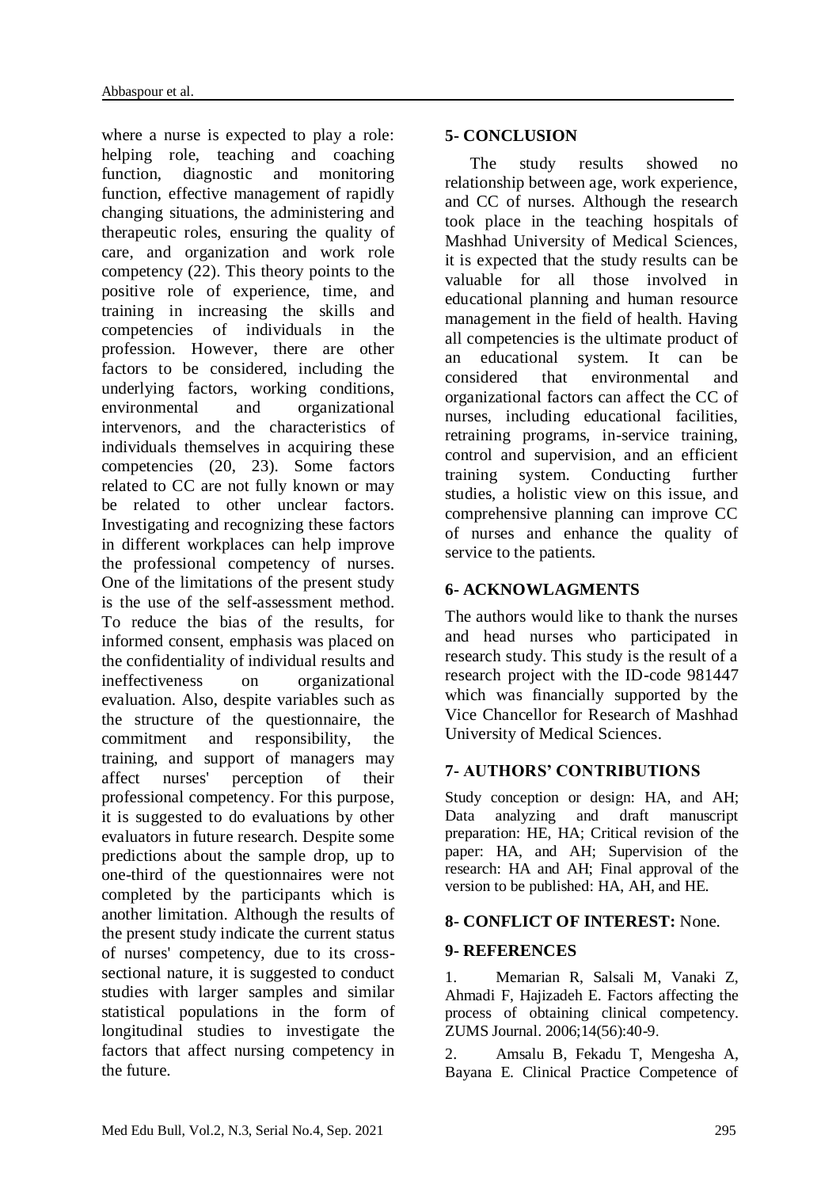where a nurse is expected to play a role: helping role, teaching and coaching function, diagnostic and monitoring function, effective management of rapidly changing situations, the administering and therapeutic roles, ensuring the quality of care, and organization and work role competency (22). This theory points to the positive role of experience, time, and training in increasing the skills and competencies of individuals in the profession. However, there are other factors to be considered, including the underlying factors, working conditions, environmental and organizational intervenors, and the characteristics of individuals themselves in acquiring these competencies (20, 23). Some factors related to CC are not fully known or may be related to other unclear factors. Investigating and recognizing these factors in different workplaces can help improve the professional competency of nurses. One of the limitations of the present study is the use of the self-assessment method. To reduce the bias of the results, for informed consent, emphasis was placed on the confidentiality of individual results and ineffectiveness on organizational evaluation. Also, despite variables such as the structure of the questionnaire, the commitment and responsibility, the training, and support of managers may affect nurses' perception of their professional competency. For this purpose, it is suggested to do evaluations by other evaluators in future research. Despite some predictions about the sample drop, up to one-third of the questionnaires were not completed by the participants which is another limitation. Although the results of the present study indicate the current status of nurses' competency, due to its cross-sectional nature, it is suggested to conduct studies with larger samples and similar statistical populations in the form of longitudinal studies to investigate the factors that affect nursing competency in the future.

## 5- CONCLUSION

The study results showed no relationship between age, work experience, and CC of nurses. Although the research took place in the teaching hospitals of Mashhad University of Medical Sciences, it is expected that the study results can be valuable for all those involved in educational planning and human resource management in the field of health. Having all competencies is the ultimate product of an educational system. It can be considered that environmental and organizational factors can affect the CC of nurses, including educational facilities, retraining programs, in-service training, control and supervision, and an efficient training system. Conducting further studies, a holistic view on this issue, and comprehensive planning can improve CC of nurses and enhance the quality of service to the patients.

## 6- ACKNOWLAGMENTS

The authors would like to thank the nurses and head nurses who participated in research study. This study is the result of a research project with the ID-code 981447 which was financially supported by the Vice Chancellor for Research of Mashhad University of Medical Sciences.

## 7- AUTHORS' CONTRIBUTIONS

Study conception or design: HA, and AH; Data analyzing and draft manuscript preparation: HE, HA; Critical revision of the paper: HA, and AH; Supervision of the research: HA and AH; Final approval of the version to be published: HA, AH, and HE.

## 8- CONFLICT OF INTEREST: None.

## 9- REFERENCES

1. Memarian R, Salsali M, Vanaki Z, Ahmadi F, Hajizadeh E. Factors affecting the process of obtaining clinical competency. ZUMS Journal. 2006;14(56):40-9.

2. Amsalu B, Fekadu T, Mengesha A, Bayana E. Clinical Practice Competence of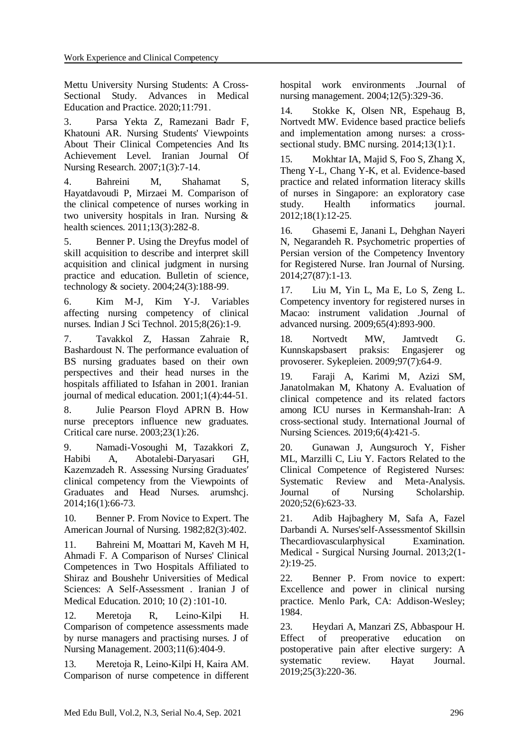Mettu University Nursing Students: A Cross-Sectional Study. Advances in Medical Education and Practice. 2020;11:791.

3. Parsa Yekta Z, Ramezani Badr F, Khatouni AR. Nursing Students' Viewpoints About Their Clinical Competencies And Its Achievement Level. Iranian Journal Of Nursing Research. 2007;1(3):7-14.

4. Bahreini M, Shahamat S, Hayatdavoudi P, Mirzaei M. Comparison of the clinical competence of nurses working in two university hospitals in Iran. Nursing & health sciences. 2011;13(3):282-8.

5. Benner P. Using the Dreyfus model of skill acquisition to describe and interpret skill acquisition and clinical judgment in nursing practice and education. Bulletin of science, technology & society. 2004;24(3):188-99.

6. Kim M-J, Kim Y-J. Variables affecting nursing competency of clinical nurses. Indian J Sci Technol. 2015;8(26):1-9.

7. Tavakkol Z, Hassan Zahraie R, Bashardoust N. The performance evaluation of BS nursing graduates based on their own perspectives and their head nurses in the hospitals affiliated to Isfahan in 2001. Iranian journal of medical education. 2001;1(4):44-51.

8. Julie Pearson Floyd APRN B. How nurse preceptors influence new graduates. Critical care nurse. 2003;23(1):26.

9. Namadi-Vosoughi M, Tazakkori Z, Habibi A, Abotalebi-Daryasari GH, Kazemzadeh R. Assessing Nursing Graduates′ clinical competency from the Viewpoints of Graduates and Head Nurses. arumshcj. 2014;16(1):66-73.

10. Benner P. From Novice to Expert. The American Journal of Nursing. 1982;82(3):402.

11. Bahreini M, Moattari M, Kaveh M H, Ahmadi F. A Comparison of Nurses' Clinical Competences in Two Hospitals Affiliated to Shiraz and Boushehr Universities of Medical Sciences: A Self-Assessment . Iranian J of Medical Education. 2010; 10 (2) :101-10.

12. Meretoja R, Leino-Kilpi H. Comparison of competence assessments made by nurse managers and practising nurses. J of Nursing Management. 2003;11(6):404-9.

13. Meretoja R, Leino-Kilpi H, Kaira AM. Comparison of nurse competence in different hospital work environments .Journal of nursing management. 2004;12(5):329-36.

14. Stokke K, Olsen NR, Espehaug B, Nortvedt MW. Evidence based practice beliefs and implementation among nurses: a cross-sectional study. BMC nursing. 2014;13(1):1.

15. Mokhtar IA, Majid S, Foo S, Zhang X, Theng Y-L, Chang Y-K, et al. Evidence-based practice and related information literacy skills of nurses in Singapore: an exploratory case study. Health informatics journal. 2012;18(1):12-25.

16. Ghasemi E, Janani L, Dehghan Nayeri N, Negarandeh R. Psychometric properties of Persian version of the Competency Inventory for Registered Nurse. Iran Journal of Nursing. 2014;27(87):1-13.

17. Liu M, Yin L, Ma E, Lo S, Zeng L. Competency inventory for registered nurses in Macao: instrument validation .Journal of advanced nursing. 2009;65(4):893-900.

18. Nortvedt MW, Jamtvedt G. Kunnskapsbasert praksis: Engasjerer og provoserer. Sykepleien. 2009;97(7):64-9.

19. Faraji A, Karimi M, Azizi SM, Janatolmakan M, Khatony A. Evaluation of clinical competence and its related factors among ICU nurses in Kermanshah-Iran: A cross-sectional study. International Journal of Nursing Sciences. 2019;6(4):421-5.

20. Gunawan J, Aungsuroch Y, Fisher ML, Marzilli C, Liu Y. Factors Related to the Clinical Competence of Registered Nurses: Systematic Review and Meta-Analysis. Journal of Nursing Scholarship. 2020;52(6):623-33.

21. Adib Hajbaghery M, Safa A, Fazel Darbandi A. Nurses'self-Assessmentof Skillsin Thecardiovascularphysical Examination. Medical - Surgical Nursing Journal. 2013;2(1-2):19-25.

22. Benner P. From novice to expert: Excellence and power in clinical nursing practice. Menlo Park, CA: Addison-Wesley; 1984.

23. Heydari A, Manzari ZS, Abbaspour H. Effect of preoperative education on postoperative pain after elective surgery: A systematic review. Hayat Journal. 2019;25(3):220-36.